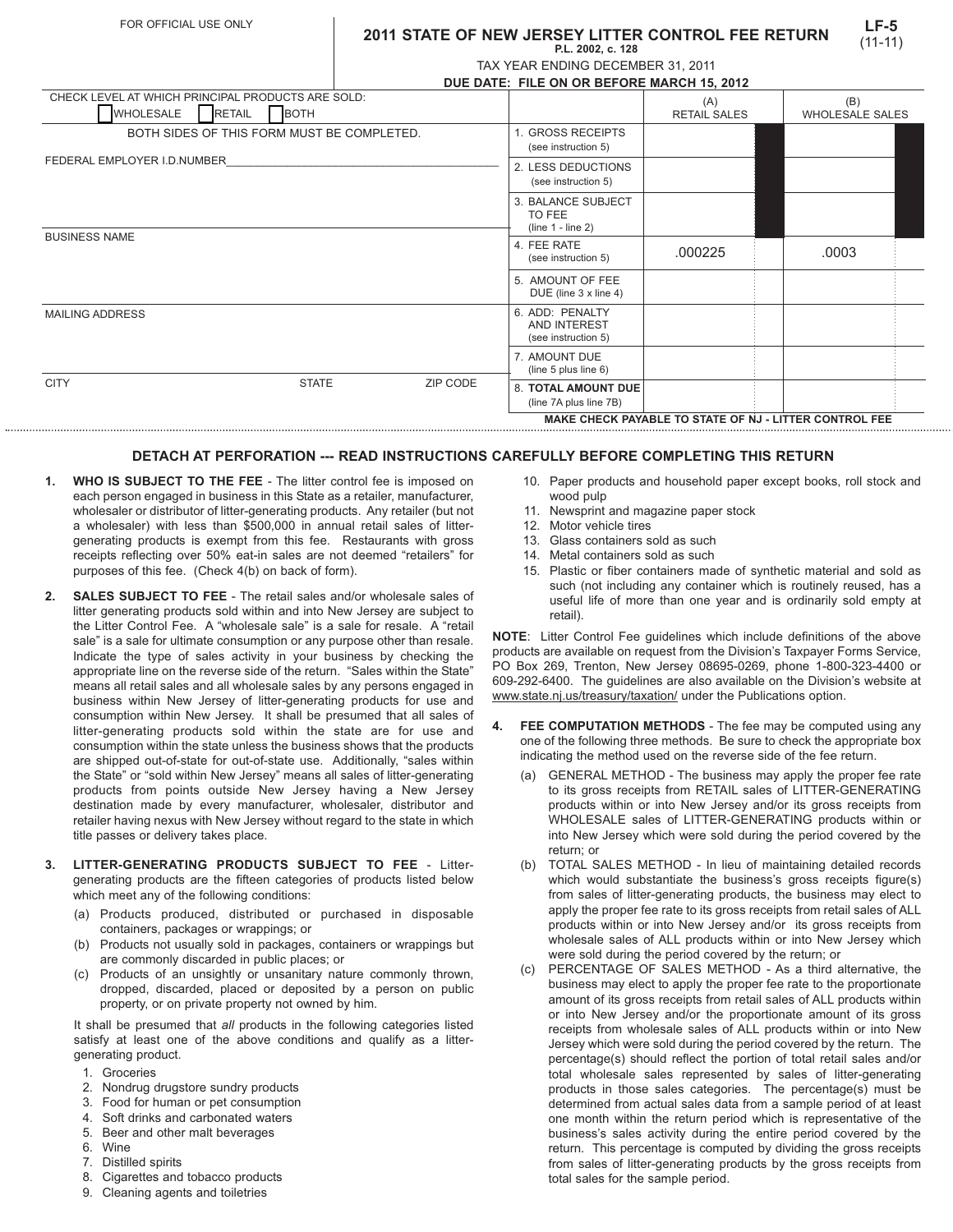FOR OFFICIAL USE ONLY

# 2011 STATE OF NEW JERSEY LITTER CONTROL FEE RETURN

**P.L. 2002, c. 128**

**LF-5** (11-11)

TAX YEAR ENDING DECEMBER 31, 2011

**DUE DATE: FILE ON OR BEFORE MARCH 15, 2012**

CHECK LEVEL AT WHICH PRINCIPAL PRODUCTS ARE SOLD:

☐ WHOLESALE ☐ RETAIL ☐ BOTH

BOTH SIDES OF THIS FORM MUST BE COMPLETED.

FEDERAL EMPLOYER I.D.NUMBER\_\_\_\_\_\_\_\_\_\_\_\_\_\_\_\_\_\_\_\_\_\_\_\_\_\_\_\_\_\_\_\_\_\_\_\_\_\_\_\_\_\_\_\_

BUSINESS NAME

MAILING ADDRESS

CITY | STATE | ZIP CODE

| | (A) RETAIL SALES | (B) WHOLESALE SALES |
|---|---|---|
| 1. GROSS RECEIPTS (see instruction 5) | | |
| 2. LESS DEDUCTIONS (see instruction 5) | | |
| 3. BALANCE SUBJECT TO FEE (line 1 - line 2) | | |
| 4. FEE RATE (see instruction 5) | .000225 | .0003 |
| 5. AMOUNT OF FEE DUE (line 3 x line 4) | | |
| 6. ADD: PENALTY AND INTEREST (see instruction 5) | | |
| 7. AMOUNT DUE (line 5 plus line 6) | | |
| 8. **TOTAL AMOUNT DUE** (line 7A plus line 7B) | | |

**MAKE CHECK PAYABLE TO STATE OF NJ - LITTER CONTROL FEE**

## DETACH AT PERFORATION --- READ INSTRUCTIONS CAREFULLY BEFORE COMPLETING THIS RETURN

1. **WHO IS SUBJECT TO THE FEE** - The litter control fee is imposed on each person engaged in business in this State as a retailer, manufacturer, wholesaler or distributor of litter-generating products. Any retailer (but not a wholesaler) with less than $500,000 in annual retail sales of litter-generating products is exempt from this fee. Restaurants with gross receipts reflecting over 50% eat-in sales are not deemed "retailers" for purposes of this fee. (Check 4(b) on back of form).

2. **SALES SUBJECT TO FEE** - The retail sales and/or wholesale sales of litter generating products sold within and into New Jersey are subject to the Litter Control Fee. A "wholesale sale" is a sale for resale. A "retail sale" is a sale for ultimate consumption or any purpose other than resale. Indicate the type of sales activity in your business by checking the appropriate line on the reverse side of the return. "Sales within the State" means all retail sales and all wholesale sales by any persons engaged in business within New Jersey of litter-generating products for use and consumption within New Jersey. It shall be presumed that all sales of litter-generating products sold within the state are for use and consumption within the state unless the business shows that the products are shipped out-of-state for out-of-state use. Additionally, "sales within the State" or "sold within New Jersey" means all sales of litter-generating products from points outside New Jersey having a New Jersey destination made by every manufacturer, wholesaler, distributor and retailer having nexus with New Jersey without regard to the state in which title passes or delivery takes place.

3. **LITTER-GENERATING PRODUCTS SUBJECT TO FEE** - Litter-generating products are the fifteen categories of products listed below which meet any of the following conditions:
   (a) Products produced, distributed or purchased in disposable containers, packages or wrappings; or
   (b) Products not usually sold in packages, containers or wrappings but are commonly discarded in public places; or
   (c) Products of an unsightly or unsanitary nature commonly thrown, dropped, discarded, placed or deposited by a person on public property, or on private property not owned by him.

   It shall be presumed that *all* products in the following categories listed satisfy at least one of the above conditions and qualify as a litter-generating product.

   1. Groceries
   2. Nondrug drugstore sundry products
   3. Food for human or pet consumption
   4. Soft drinks and carbonated waters
   5. Beer and other malt beverages
   6. Wine
   7. Distilled spirits
   8. Cigarettes and tobacco products
   9. Cleaning agents and toiletries
   10. Paper products and household paper except books, roll stock and wood pulp
   11. Newsprint and magazine paper stock
   12. Motor vehicle tires
   13. Glass containers sold as such
   14. Metal containers sold as such
   15. Plastic or fiber containers made of synthetic material and sold as such (not including any container which is routinely reused, has a useful life of more than one year and is ordinarily sold empty at retail).

**NOTE**: Litter Control Fee guidelines which include definitions of the above products are available on request from the Division's Taxpayer Forms Service, PO Box 269, Trenton, New Jersey 08695-0269, phone 1-800-323-4400 or 609-292-6400. The guidelines are also available on the Division's website at www.state.nj.us/treasury/taxation/ under the Publications option.

4. **FEE COMPUTATION METHODS** - The fee may be computed using any one of the following three methods. Be sure to check the appropriate box indicating the method used on the reverse side of the fee return.
   (a) GENERAL METHOD - The business may apply the proper fee rate to its gross receipts from RETAIL sales of LITTER-GENERATING products within or into New Jersey and/or its gross receipts from WHOLESALE sales of LITTER-GENERATING products within or into New Jersey which were sold during the period covered by the return; or
   (b) TOTAL SALES METHOD - In lieu of maintaining detailed records which would substantiate the business's gross receipts figure(s) from sales of litter-generating products, the business may elect to apply the proper fee rate to its gross receipts from retail sales of ALL products within or into New Jersey and/or its gross receipts from wholesale sales of ALL products within or into New Jersey which were sold during the period covered by the return; or
   (c) PERCENTAGE OF SALES METHOD - As a third alternative, the business may elect to apply the proper fee rate to the proportionate amount of its gross receipts from retail sales of ALL products within or into New Jersey and/or the proportionate amount of its gross receipts from wholesale sales of ALL products within or into New Jersey which were sold during the period covered by the return. The percentage(s) should reflect the portion of total retail sales and/or total wholesale sales represented by sales of litter-generating products in those sales categories. The percentage(s) must be determined from actual sales data from a sample period of at least one month within the return period which is representative of the business's sales activity during the entire period covered by the return. This percentage is computed by dividing the gross receipts from sales of litter-generating products by the gross receipts from total sales for the sample period.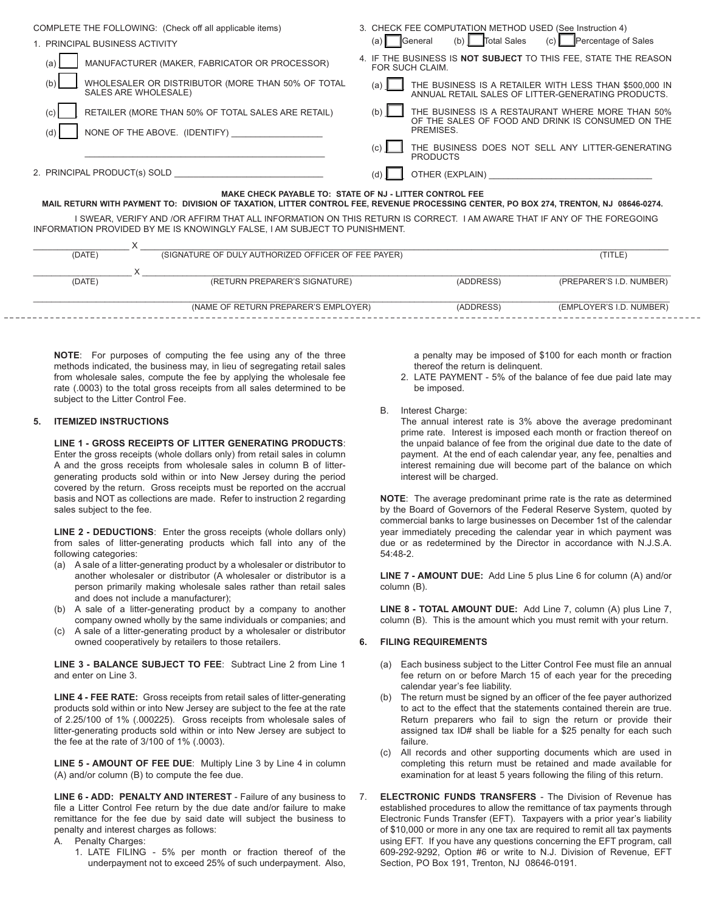COMPLETE THE FOLLOWING: (Check off all applicable items)

1. PRINCIPAL BUSINESS ACTIVITY

(a) ☐ MANUFACTURER (MAKER, FABRICATOR OR PROCESSOR)

(b) ☐ WHOLESALER OR DISTRIBUTOR (MORE THAN 50% OF TOTAL SALES ARE WHOLESALE)

(c) ☐ RETAILER (MORE THAN 50% OF TOTAL SALES ARE RETAIL)

(d) ☐ NONE OF THE ABOVE. (IDENTIFY) ____________________

______________________________________________________

2. PRINCIPAL PRODUCT(s) SOLD ________________________________

3. CHECK FEE COMPUTATION METHOD USED (See Instruction 4)

(a) ☐ General (b) ☐ Total Sales (c) ☐ Percentage of Sales

4. IF THE BUSINESS IS **NOT SUBJECT** TO THIS FEE, STATE THE REASON FOR SUCH CLAIM.

(a) ☐ THE BUSINESS IS A RETAILER WITH LESS THAN $500,000 IN ANNUAL RETAIL SALES OF LITTER-GENERATING PRODUCTS.

(b) ☐ THE BUSINESS IS A RESTAURANT WHERE MORE THAN 50% OF THE SALES OF FOOD AND DRINK IS CONSUMED ON THE PREMISES.

(c) ☐ THE BUSINESS DOES NOT SELL ANY LITTER-GENERATING PRODUCTS

(d) ☐ OTHER (EXPLAIN) ____________________________________

**MAKE CHECK PAYABLE TO: STATE OF NJ - LITTER CONTROL FEE**
**MAIL RETURN WITH PAYMENT TO: DIVISION OF TAXATION, LITTER CONTROL FEE, REVENUE PROCESSING CENTER, PO BOX 274, TRENTON, NJ 08646-0274.**

I SWEAR, VERIFY AND /OR AFFIRM THAT ALL INFORMATION ON THIS RETURN IS CORRECT. I AM AWARE THAT IF ANY OF THE FOREGOING INFORMATION PROVIDED BY ME IS KNOWINGLY FALSE, I AM SUBJECT TO PUNISHMENT.

_______________ X ______________________________________________________________ ______________
(DATE) (SIGNATURE OF DULY AUTHORIZED OFFICER OF FEE PAYER) (TITLE)

_______________ X ______________________________________________________________ ______________
(DATE) (RETURN PREPARER'S SIGNATURE) (ADDRESS) (PREPARER'S I.D. NUMBER)

______________________________________________________________________________ ______________
(NAME OF RETURN PREPARER'S EMPLOYER) (ADDRESS) (EMPLOYER'S I.D. NUMBER)

---

**NOTE**: For purposes of computing the fee using any of the three methods indicated, the business may, in lieu of segregating retail sales from wholesale sales, compute the fee by applying the wholesale fee rate (.0003) to the total gross receipts from all sales determined to be subject to the Litter Control Fee.

**5. ITEMIZED INSTRUCTIONS**

**LINE 1 - GROSS RECEIPTS OF LITTER GENERATING PRODUCTS**: Enter the gross receipts (whole dollars only) from retail sales in column A and the gross receipts from wholesale sales in column B of litter-generating products sold within or into New Jersey during the period covered by the return. Gross receipts must be reported on the accrual basis and NOT as collections are made. Refer to instruction 2 regarding sales subject to the fee.

**LINE 2 - DEDUCTIONS**: Enter the gross receipts (whole dollars only) from sales of litter-generating products which fall into any of the following categories:

(a) A sale of a litter-generating product by a wholesaler or distributor to another wholesaler or distributor (A wholesaler or distributor is a person primarily making wholesale sales rather than retail sales and does not include a manufacturer);
(b) A sale of a litter-generating product by a company to another company owned wholly by the same individuals or companies; and
(c) A sale of a litter-generating product by a wholesaler or distributor owned cooperatively by retailers to those retailers.

**LINE 3 - BALANCE SUBJECT TO FEE**: Subtract Line 2 from Line 1 and enter on Line 3.

**LINE 4 - FEE RATE:** Gross receipts from retail sales of litter-generating products sold within or into New Jersey are subject to the fee at the rate of 2.25/100 of 1% (.000225). Gross receipts from wholesale sales of litter-generating products sold within or into New Jersey are subject to the fee at the rate of 3/100 of 1% (.0003).

**LINE 5 - AMOUNT OF FEE DUE**: Multiply Line 3 by Line 4 in column (A) and/or column (B) to compute the fee due.

**LINE 6 - ADD: PENALTY AND INTEREST** - Failure of any business to file a Litter Control Fee return by the due date and/or failure to make remittance for the fee due by said date will subject the business to penalty and interest charges as follows:

A. Penalty Charges:
   1. LATE FILING - 5% per month or fraction thereof of the underpayment not to exceed 25% of such underpayment. Also, a penalty may be imposed of $100 for each month or fraction thereof the return is delinquent.
   2. LATE PAYMENT - 5% of the balance of fee due paid late may be imposed.

B. Interest Charge:
   The annual interest rate is 3% above the average predominant prime rate. Interest is imposed each month or fraction thereof on the unpaid balance of fee from the original due date to the date of payment. At the end of each calendar year, any fee, penalties and interest remaining due will become part of the balance on which interest will be charged.

**NOTE**: The average predominant prime rate is the rate as determined by the Board of Governors of the Federal Reserve System, quoted by commercial banks to large businesses on December 1st of the calendar year immediately preceding the calendar year in which payment was due or as redetermined by the Director in accordance with N.J.S.A. 54:48-2.

**LINE 7 - AMOUNT DUE:** Add Line 5 plus Line 6 for column (A) and/or column (B).

**LINE 8 - TOTAL AMOUNT DUE:** Add Line 7, column (A) plus Line 7, column (B). This is the amount which you must remit with your return.

**6. FILING REQUIREMENTS**

(a) Each business subject to the Litter Control Fee must file an annual fee return on or before March 15 of each year for the preceding calendar year's fee liability.
(b) The return must be signed by an officer of the fee payer authorized to act to the effect that the statements contained therein are true. Return preparers who fail to sign the return or provide their assigned tax ID# shall be liable for a $25 penalty for each such failure.
(c) All records and other supporting documents which are used in completing this return must be retained and made available for examination for at least 5 years following the filing of this return.

7. **ELECTRONIC FUNDS TRANSFERS** - The Division of Revenue has established procedures to allow the remittance of tax payments through Electronic Funds Transfer (EFT). Taxpayers with a prior year's liability of $10,000 or more in any one tax are required to remit all tax payments using EFT. If you have any questions concerning the EFT program, call 609-292-9292, Option #6 or write to N.J. Division of Revenue, EFT Section, PO Box 191, Trenton, NJ 08646-0191.